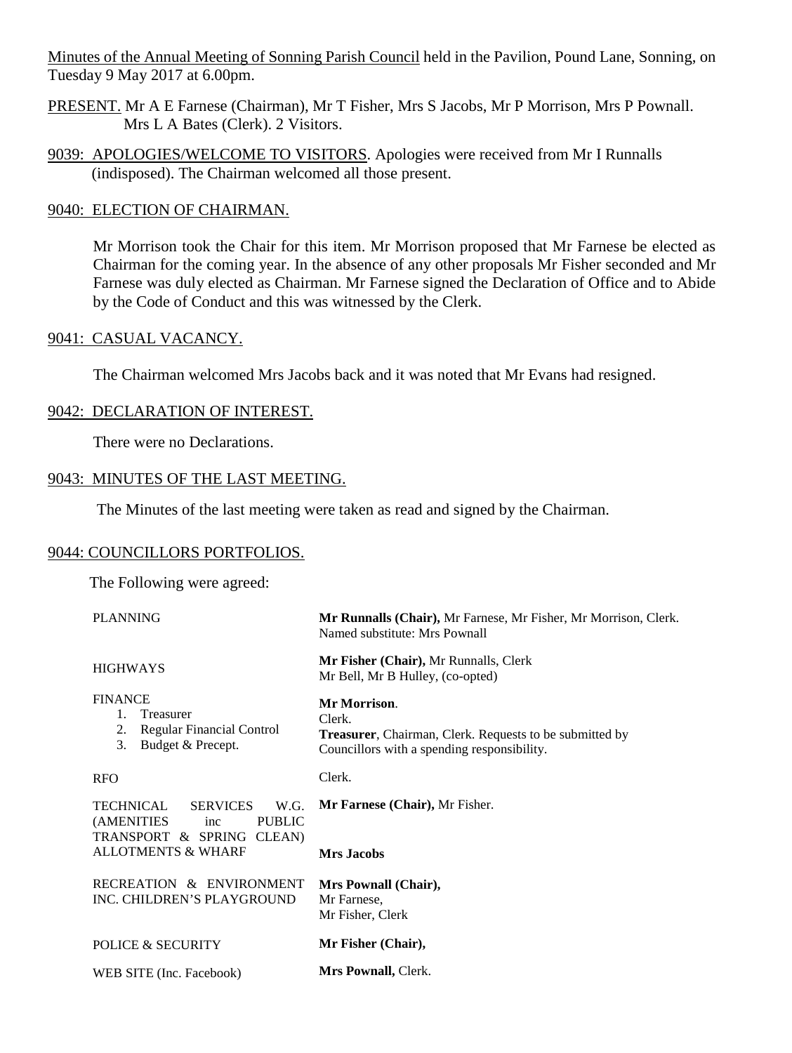Minutes of the Annual Meeting of Sonning Parish Council held in the Pavilion, Pound Lane, Sonning, on Tuesday 9 May 2017 at 6.00pm.

PRESENT. Mr A E Farnese (Chairman), Mr T Fisher, Mrs S Jacobs, Mr P Morrison, Mrs P Pownall. Mrs L A Bates (Clerk). 2 Visitors.

9039: APOLOGIES/WELCOME TO VISITORS. Apologies were received from Mr I Runnalls (indisposed). The Chairman welcomed all those present.

9040: ELECTION OF CHAIRMAN.

Mr Morrison took the Chair for this item. Mr Morrison proposed that Mr Farnese be elected as Chairman for the coming year. In the absence of any other proposals Mr Fisher seconded and Mr Farnese was duly elected as Chairman. Mr Farnese signed the Declaration of Office and to Abide by the Code of Conduct and this was witnessed by the Clerk.

9041: CASUAL VACANCY.

The Chairman welcomed Mrs Jacobs back and it was noted that Mr Evans had resigned.

9042: DECLARATION OF INTEREST.

There were no Declarations.

9043: MINUTES OF THE LAST MEETING.

The Minutes of the last meeting were taken as read and signed by the Chairman.

9044: COUNCILLORS PORTFOLIOS.

The Following were agreed:

| | |
|---|---|
| PLANNING | **Mr Runnalls (Chair),** Mr Farnese, Mr Fisher, Mr Morrison, Clerk. Named substitute: Mrs Pownall |
| HIGHWAYS | **Mr Fisher (Chair),** Mr Runnalls, Clerk Mr Bell, Mr B Hulley, (co-opted) |
| FINANCE 1. Treasurer 2. Regular Financial Control 3. Budget & Precept. | **Mr Morrison**. Clerk. **Treasurer**, Chairman, Clerk. Requests to be submitted by Councillors with a spending responsibility. |
| RFO | Clerk. |
| TECHNICAL SERVICES W.G. (AMENITIES inc PUBLIC TRANSPORT & SPRING CLEAN) | **Mr Farnese (Chair),** Mr Fisher. |
| ALLOTMENTS & WHARF | **Mrs Jacobs** |
| RECREATION & ENVIRONMENT INC. CHILDREN'S PLAYGROUND | **Mrs Pownall (Chair),** Mr Farnese, Mr Fisher, Clerk |
| POLICE & SECURITY | **Mr Fisher (Chair),** |
| WEB SITE (Inc. Facebook) | **Mrs Pownall,** Clerk. |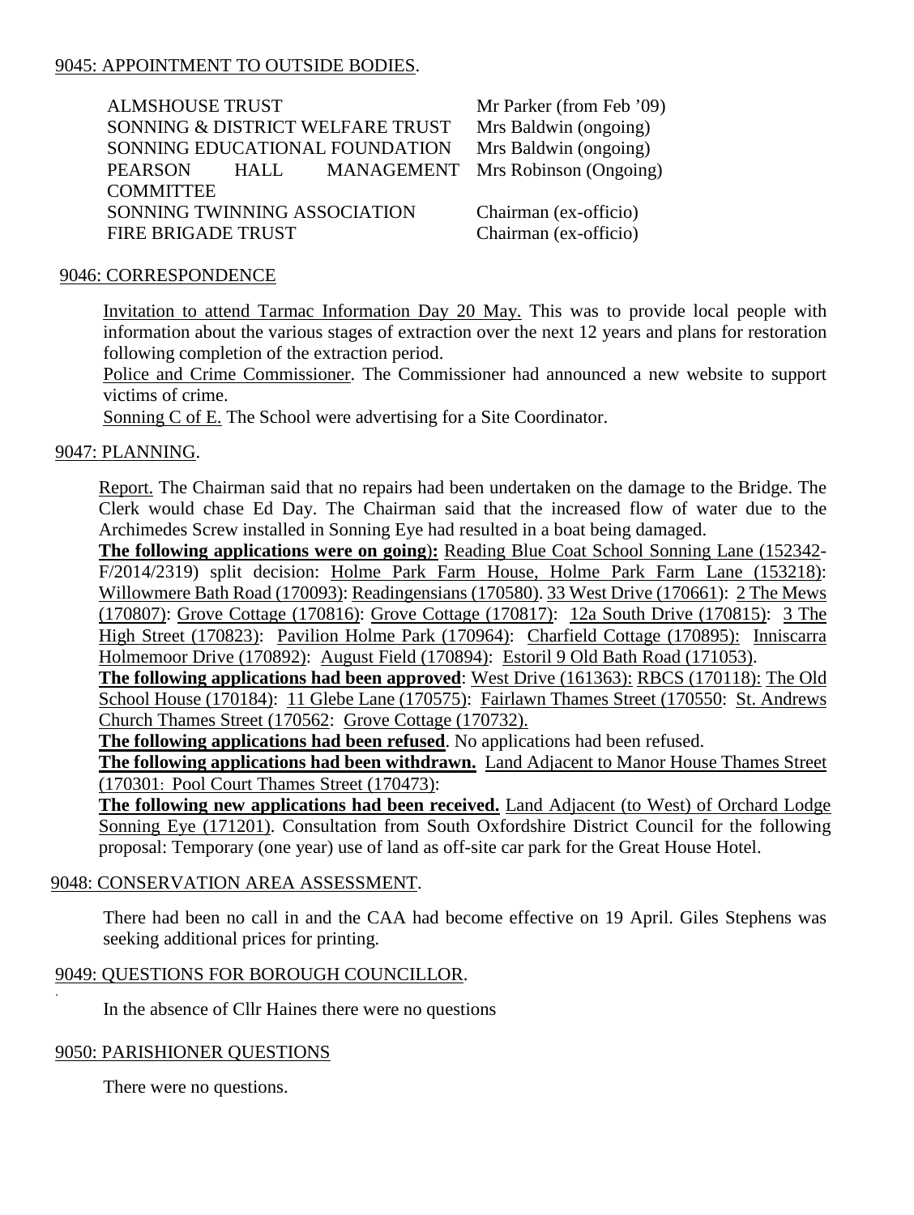9045: APPOINTMENT TO OUTSIDE BODIES.

| | |
|---|---|
| ALMSHOUSE TRUST | Mr Parker (from Feb '09) |
| SONNING & DISTRICT WELFARE TRUST | Mrs Baldwin (ongoing) |
| SONNING EDUCATIONAL FOUNDATION | Mrs Baldwin (ongoing) |
| PEARSON HALL MANAGEMENT COMMITTEE | Mrs Robinson (Ongoing) |
| SONNING TWINNING ASSOCIATION | Chairman (ex-officio) |
| FIRE BRIGADE TRUST | Chairman (ex-officio) |

9046: CORRESPONDENCE

Invitation to attend Tarmac Information Day 20 May. This was to provide local people with information about the various stages of extraction over the next 12 years and plans for restoration following completion of the extraction period.

Police and Crime Commissioner. The Commissioner had announced a new website to support victims of crime.

Sonning C of E. The School were advertising for a Site Coordinator.

9047: PLANNING.

Report. The Chairman said that no repairs had been undertaken on the damage to the Bridge. The Clerk would chase Ed Day. The Chairman said that the increased flow of water due to the Archimedes Screw installed in Sonning Eye had resulted in a boat being damaged.

**The following applications were on going):** Reading Blue Coat School Sonning Lane (152342-F/2014/2319) split decision: Holme Park Farm House, Holme Park Farm Lane (153218): Willowmere Bath Road (170093): Readingensians (170580). 33 West Drive (170661): 2 The Mews (170807): Grove Cottage (170816): Grove Cottage (170817): 12a South Drive (170815): 3 The High Street (170823): Pavilion Holme Park (170964): Charfield Cottage (170895): Inniscarra Holmemoor Drive (170892): August Field (170894): Estoril 9 Old Bath Road (171053).

**The following applications had been approved**: West Drive (161363): RBCS (170118): The Old School House (170184): 11 Glebe Lane (170575): Fairlawn Thames Street (170550: St. Andrews Church Thames Street (170562: Grove Cottage (170732).

**The following applications had been refused**. No applications had been refused.

**The following applications had been withdrawn.** Land Adjacent to Manor House Thames Street (170301: Pool Court Thames Street (170473):

**The following new applications had been received.** Land Adjacent (to West) of Orchard Lodge Sonning Eye (171201). Consultation from South Oxfordshire District Council for the following proposal: Temporary (one year) use of land as off-site car park for the Great House Hotel.

9048: CONSERVATION AREA ASSESSMENT.

There had been no call in and the CAA had become effective on 19 April. Giles Stephens was seeking additional prices for printing.

9049: QUESTIONS FOR BOROUGH COUNCILLOR.

In the absence of Cllr Haines there were no questions

9050: PARISHIONER QUESTIONS

There were no questions.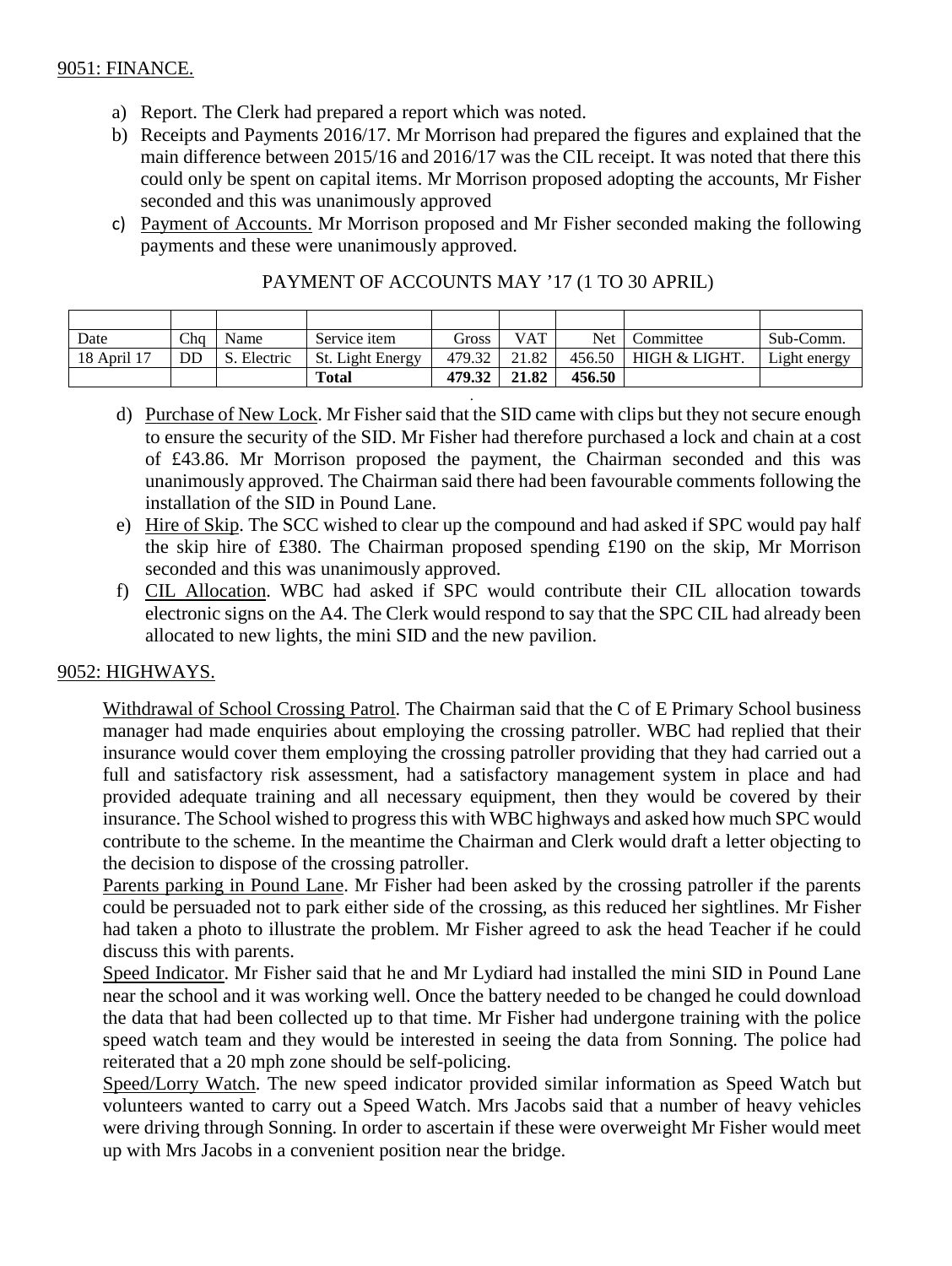9051: FINANCE.

a) Report. The Clerk had prepared a report which was noted.
b) Receipts and Payments 2016/17. Mr Morrison had prepared the figures and explained that the main difference between 2015/16 and 2016/17 was the CIL receipt. It was noted that there this could only be spent on capital items. Mr Morrison proposed adopting the accounts, Mr Fisher seconded and this was unanimously approved
c) Payment of Accounts. Mr Morrison proposed and Mr Fisher seconded making the following payments and these were unanimously approved.

PAYMENT OF ACCOUNTS MAY '17 (1 TO 30 APRIL)

| | | | | | | | | |
|---|---|---|---|---|---|---|---|---|
| Date | Chq | Name | Service item | Gross | VAT | Net | Committee | Sub-Comm. |
| 18 April 17 | DD | S. Electric | St. Light Energy | 479.32 | 21.82 | 456.50 | HIGH & LIGHT. | Light energy |
| | | | **Total** | **479.32** | **21.82** | **456.50** | | |

d) Purchase of New Lock. Mr Fisher said that the SID came with clips but they not secure enough to ensure the security of the SID. Mr Fisher had therefore purchased a lock and chain at a cost of £43.86. Mr Morrison proposed the payment, the Chairman seconded and this was unanimously approved. The Chairman said there had been favourable comments following the installation of the SID in Pound Lane.
e) Hire of Skip. The SCC wished to clear up the compound and had asked if SPC would pay half the skip hire of £380. The Chairman proposed spending £190 on the skip, Mr Morrison seconded and this was unanimously approved.
f) CIL Allocation. WBC had asked if SPC would contribute their CIL allocation towards electronic signs on the A4. The Clerk would respond to say that the SPC CIL had already been allocated to new lights, the mini SID and the new pavilion.

9052: HIGHWAYS.

Withdrawal of School Crossing Patrol. The Chairman said that the C of E Primary School business manager had made enquiries about employing the crossing patroller. WBC had replied that their insurance would cover them employing the crossing patroller providing that they had carried out a full and satisfactory risk assessment, had a satisfactory management system in place and had provided adequate training and all necessary equipment, then they would be covered by their insurance. The School wished to progress this with WBC highways and asked how much SPC would contribute to the scheme. In the meantime the Chairman and Clerk would draft a letter objecting to the decision to dispose of the crossing patroller.

Parents parking in Pound Lane. Mr Fisher had been asked by the crossing patroller if the parents could be persuaded not to park either side of the crossing, as this reduced her sightlines. Mr Fisher had taken a photo to illustrate the problem. Mr Fisher agreed to ask the head Teacher if he could discuss this with parents.

Speed Indicator. Mr Fisher said that he and Mr Lydiard had installed the mini SID in Pound Lane near the school and it was working well. Once the battery needed to be changed he could download the data that had been collected up to that time. Mr Fisher had undergone training with the police speed watch team and they would be interested in seeing the data from Sonning. The police had reiterated that a 20 mph zone should be self-policing.

Speed/Lorry Watch. The new speed indicator provided similar information as Speed Watch but volunteers wanted to carry out a Speed Watch. Mrs Jacobs said that a number of heavy vehicles were driving through Sonning. In order to ascertain if these were overweight Mr Fisher would meet up with Mrs Jacobs in a convenient position near the bridge.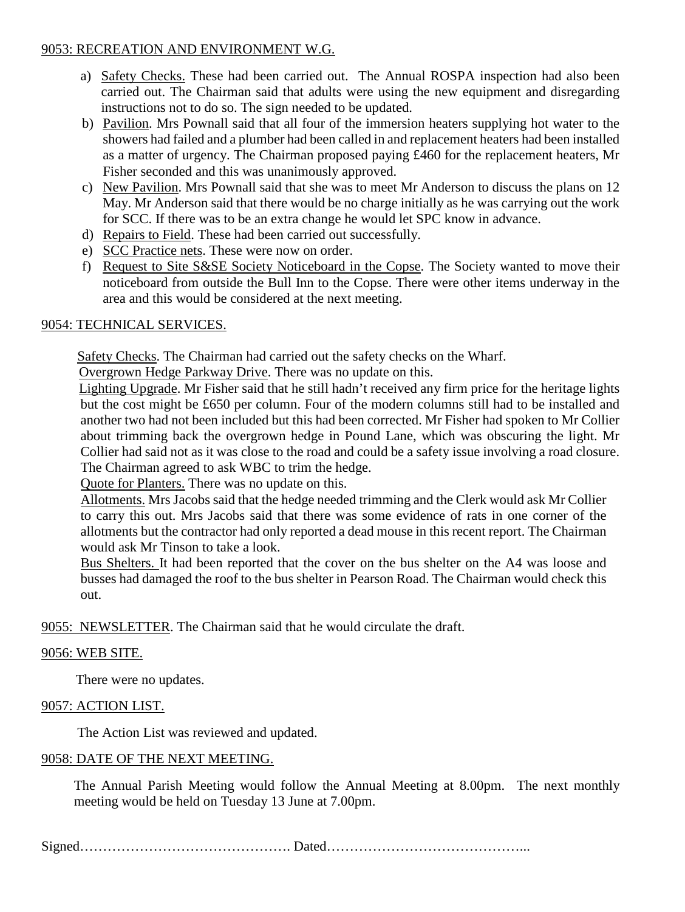9053: RECREATION AND ENVIRONMENT W.G.

a) Safety Checks. These had been carried out. The Annual ROSPA inspection had also been carried out. The Chairman said that adults were using the new equipment and disregarding instructions not to do so. The sign needed to be updated.
b) Pavilion. Mrs Pownall said that all four of the immersion heaters supplying hot water to the showers had failed and a plumber had been called in and replacement heaters had been installed as a matter of urgency. The Chairman proposed paying £460 for the replacement heaters, Mr Fisher seconded and this was unanimously approved.
c) New Pavilion. Mrs Pownall said that she was to meet Mr Anderson to discuss the plans on 12 May. Mr Anderson said that there would be no charge initially as he was carrying out the work for SCC. If there was to be an extra change he would let SPC know in advance.
d) Repairs to Field. These had been carried out successfully.
e) SCC Practice nets. These were now on order.
f) Request to Site S&SE Society Noticeboard in the Copse. The Society wanted to move their noticeboard from outside the Bull Inn to the Copse. There were other items underway in the area and this would be considered at the next meeting.

9054: TECHNICAL SERVICES.

Safety Checks. The Chairman had carried out the safety checks on the Wharf.

Overgrown Hedge Parkway Drive. There was no update on this.

Lighting Upgrade. Mr Fisher said that he still hadn't received any firm price for the heritage lights but the cost might be £650 per column. Four of the modern columns still had to be installed and another two had not been included but this had been corrected. Mr Fisher had spoken to Mr Collier about trimming back the overgrown hedge in Pound Lane, which was obscuring the light. Mr Collier had said not as it was close to the road and could be a safety issue involving a road closure. The Chairman agreed to ask WBC to trim the hedge.

Quote for Planters. There was no update on this.

Allotments. Mrs Jacobs said that the hedge needed trimming and the Clerk would ask Mr Collier to carry this out. Mrs Jacobs said that there was some evidence of rats in one corner of the allotments but the contractor had only reported a dead mouse in this recent report. The Chairman would ask Mr Tinson to take a look.

Bus Shelters. It had been reported that the cover on the bus shelter on the A4 was loose and busses had damaged the roof to the bus shelter in Pearson Road. The Chairman would check this out.

9055: NEWSLETTER. The Chairman said that he would circulate the draft.

9056: WEB SITE.

There were no updates.

9057: ACTION LIST.

The Action List was reviewed and updated.

9058: DATE OF THE NEXT MEETING.

The Annual Parish Meeting would follow the Annual Meeting at 8.00pm. The next monthly meeting would be held on Tuesday 13 June at 7.00pm.

Signed………………………………………. Dated……………………………………...